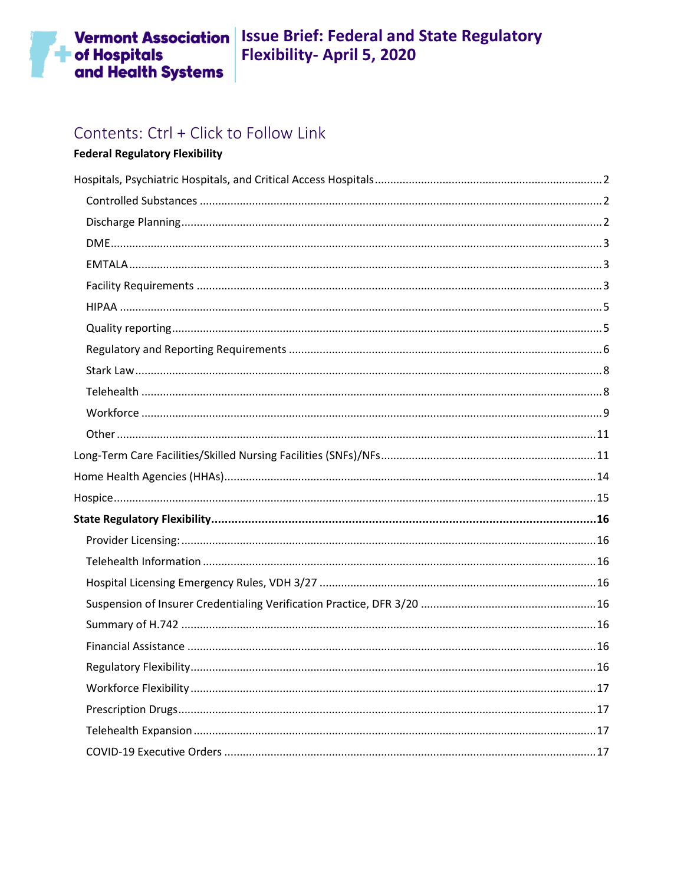# Vermont Association of Hospitals and Health Systems

# Issue Brief: Federal and State Regulatory Flexibility- April 5, 2020

## Contents: Ctrl + Click to Follow Link

**Federal Regulatory Flexibility**

Hospitals, Psychiatric Hospitals, and Critical Access Hospitals ........ 2
- Controlled Substances ........ 2
- Discharge Planning ........ 2
- DME ........ 3
- EMTALA ........ 3
- Facility Requirements ........ 3
- HIPAA ........ 5
- Quality reporting ........ 5
- Regulatory and Reporting Requirements ........ 6
- Stark Law ........ 8
- Telehealth ........ 8
- Workforce ........ 9
- Other ........ 11

Long-Term Care Facilities/Skilled Nursing Facilities (SNFs)/NFs ........ 11

Home Health Agencies (HHAs) ........ 14

Hospice ........ 15

**State Regulatory Flexibility ........ 16**
- Provider Licensing: ........ 16
- Telehealth Information ........ 16
- Hospital Licensing Emergency Rules, VDH 3/27 ........ 16
- Suspension of Insurer Credentialing Verification Practice, DFR 3/20 ........ 16
- Summary of H.742 ........ 16
- Financial Assistance ........ 16
- Regulatory Flexibility ........ 16
- Workforce Flexibility ........ 17
- Prescription Drugs ........ 17
- Telehealth Expansion ........ 17
- COVID-19 Executive Orders ........ 17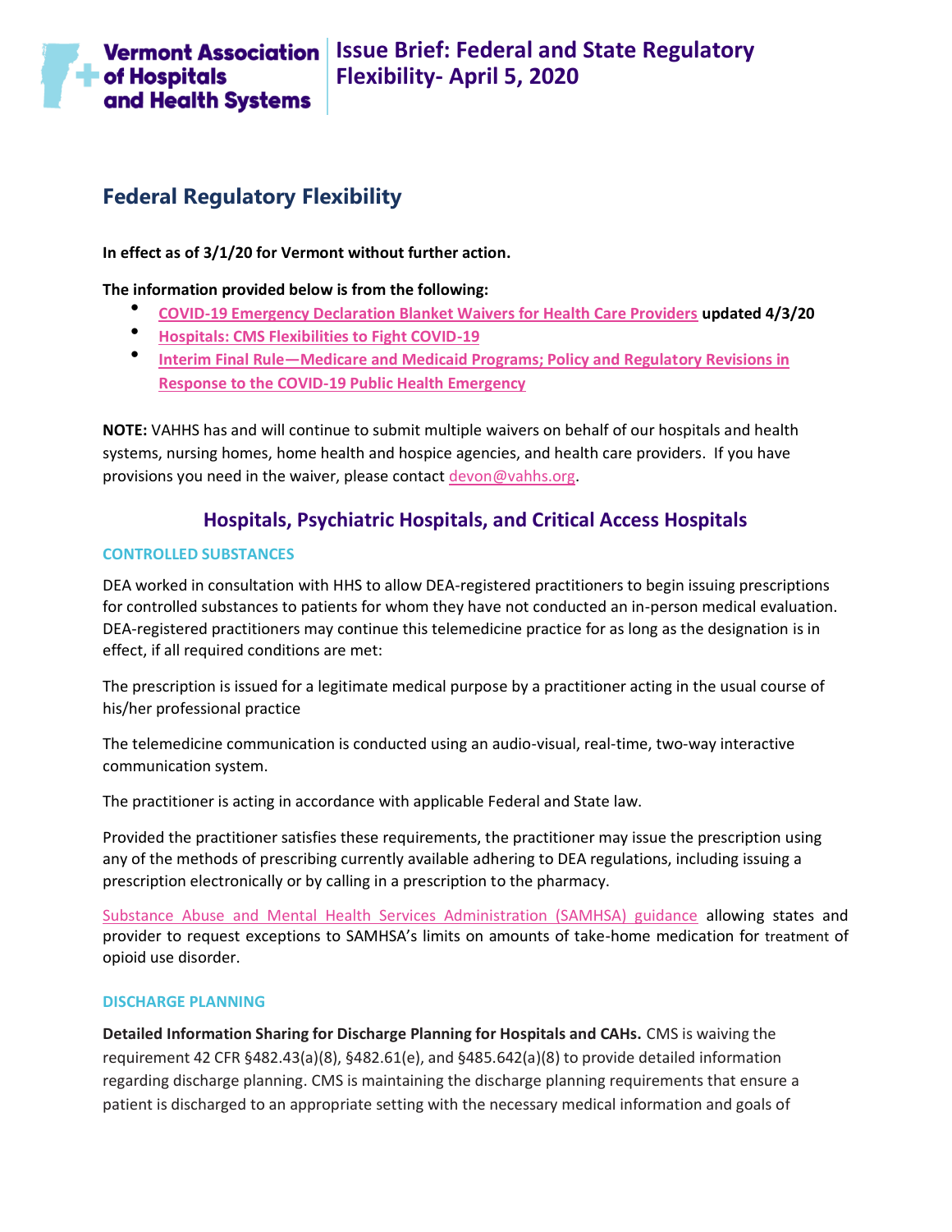Vermont Association of Hospitals and Health Systems

# Issue Brief: Federal and State Regulatory Flexibility- April 5, 2020

## Federal Regulatory Flexibility

**In effect as of 3/1/20 for Vermont without further action.**

**The information provided below is from the following:**

- COVID-19 Emergency Declaration Blanket Waivers for Health Care Providers **updated 4/3/20**
- Hospitals: CMS Flexibilities to Fight COVID-19
- Interim Final Rule—Medicare and Medicaid Programs; Policy and Regulatory Revisions in Response to the COVID-19 Public Health Emergency

**NOTE:** VAHHS has and will continue to submit multiple waivers on behalf of our hospitals and health systems, nursing homes, home health and hospice agencies, and health care providers. If you have provisions you need in the waiver, please contact devon@vahhs.org.

## Hospitals, Psychiatric Hospitals, and Critical Access Hospitals

### CONTROLLED SUBSTANCES

DEA worked in consultation with HHS to allow DEA-registered practitioners to begin issuing prescriptions for controlled substances to patients for whom they have not conducted an in-person medical evaluation. DEA-registered practitioners may continue this telemedicine practice for as long as the designation is in effect, if all required conditions are met:

The prescription is issued for a legitimate medical purpose by a practitioner acting in the usual course of his/her professional practice

The telemedicine communication is conducted using an audio-visual, real-time, two-way interactive communication system.

The practitioner is acting in accordance with applicable Federal and State law.

Provided the practitioner satisfies these requirements, the practitioner may issue the prescription using any of the methods of prescribing currently available adhering to DEA regulations, including issuing a prescription electronically or by calling in a prescription to the pharmacy.

Substance Abuse and Mental Health Services Administration (SAMHSA) guidance allowing states and provider to request exceptions to SAMHSA's limits on amounts of take-home medication for treatment of opioid use disorder.

### DISCHARGE PLANNING

**Detailed Information Sharing for Discharge Planning for Hospitals and CAHs.** CMS is waiving the requirement 42 CFR §482.43(a)(8), §482.61(e), and §485.642(a)(8) to provide detailed information regarding discharge planning. CMS is maintaining the discharge planning requirements that ensure a patient is discharged to an appropriate setting with the necessary medical information and goals of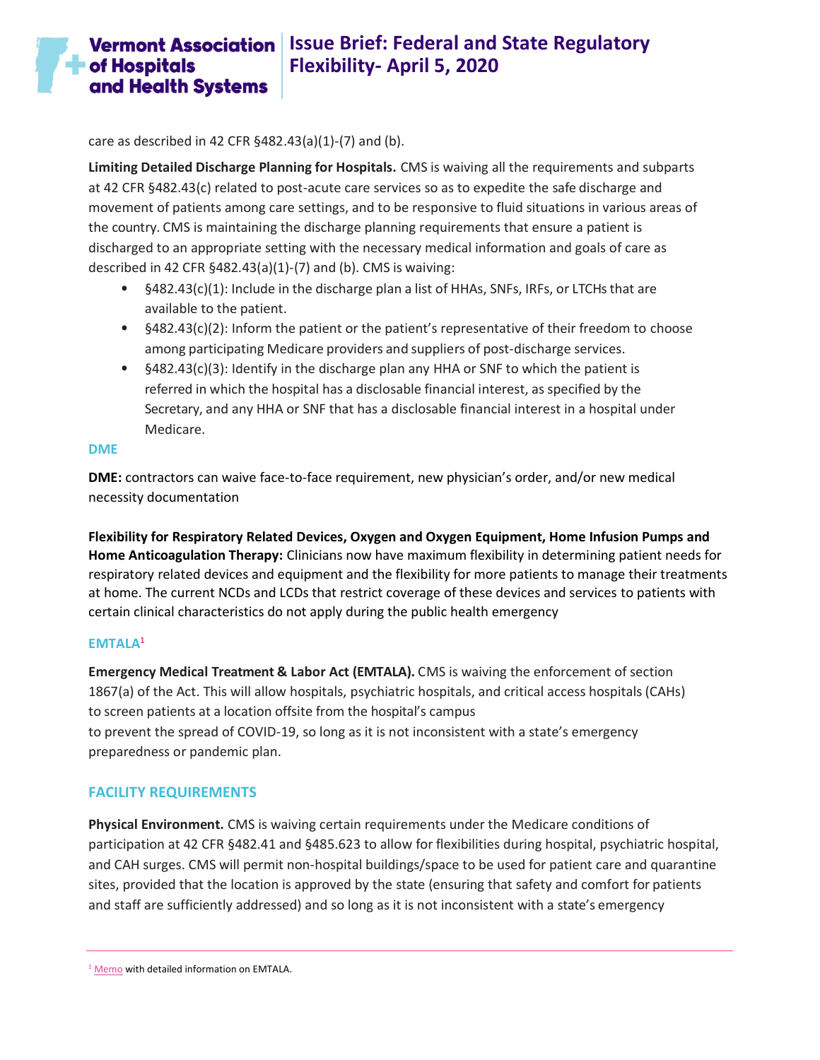care as described in 42 CFR §482.43(a)(1)-(7) and (b).

**Limiting Detailed Discharge Planning for Hospitals.** CMS is waiving all the requirements and subparts at 42 CFR §482.43(c) related to post-acute care services so as to expedite the safe discharge and movement of patients among care settings, and to be responsive to fluid situations in various areas of the country. CMS is maintaining the discharge planning requirements that ensure a patient is discharged to an appropriate setting with the necessary medical information and goals of care as described in 42 CFR §482.43(a)(1)-(7) and (b). CMS is waiving:

- §482.43(c)(1): Include in the discharge plan a list of HHAs, SNFs, IRFs, or LTCHs that are available to the patient.
- §482.43(c)(2): Inform the patient or the patient's representative of their freedom to choose among participating Medicare providers and suppliers of post-discharge services.
- §482.43(c)(3): Identify in the discharge plan any HHA or SNF to which the patient is referred in which the hospital has a disclosable financial interest, as specified by the Secretary, and any HHA or SNF that has a disclosable financial interest in a hospital under Medicare.

## DME

**DME:** contractors can waive face-to-face requirement, new physician's order, and/or new medical necessity documentation

**Flexibility for Respiratory Related Devices, Oxygen and Oxygen Equipment, Home Infusion Pumps and Home Anticoagulation Therapy:** Clinicians now have maximum flexibility in determining patient needs for respiratory related devices and equipment and the flexibility for more patients to manage their treatments at home. The current NCDs and LCDs that restrict coverage of these devices and services to patients with certain clinical characteristics do not apply during the public health emergency

## EMTALA[1]

**Emergency Medical Treatment & Labor Act (EMTALA).** CMS is waiving the enforcement of section 1867(a) of the Act. This will allow hospitals, psychiatric hospitals, and critical access hospitals (CAHs) to screen patients at a location offsite from the hospital's campus to prevent the spread of COVID-19, so long as it is not inconsistent with a state's emergency preparedness or pandemic plan.

## FACILITY REQUIREMENTS

**Physical Environment.** CMS is waiving certain requirements under the Medicare conditions of participation at 42 CFR §482.41 and §485.623 to allow for flexibilities during hospital, psychiatric hospital, and CAH surges. CMS will permit non-hospital buildings/space to be used for patient care and quarantine sites, provided that the location is approved by the state (ensuring that safety and comfort for patients and staff are sufficiently addressed) and so long as it is not inconsistent with a state's emergency

---

[1] Memo with detailed information on EMTALA.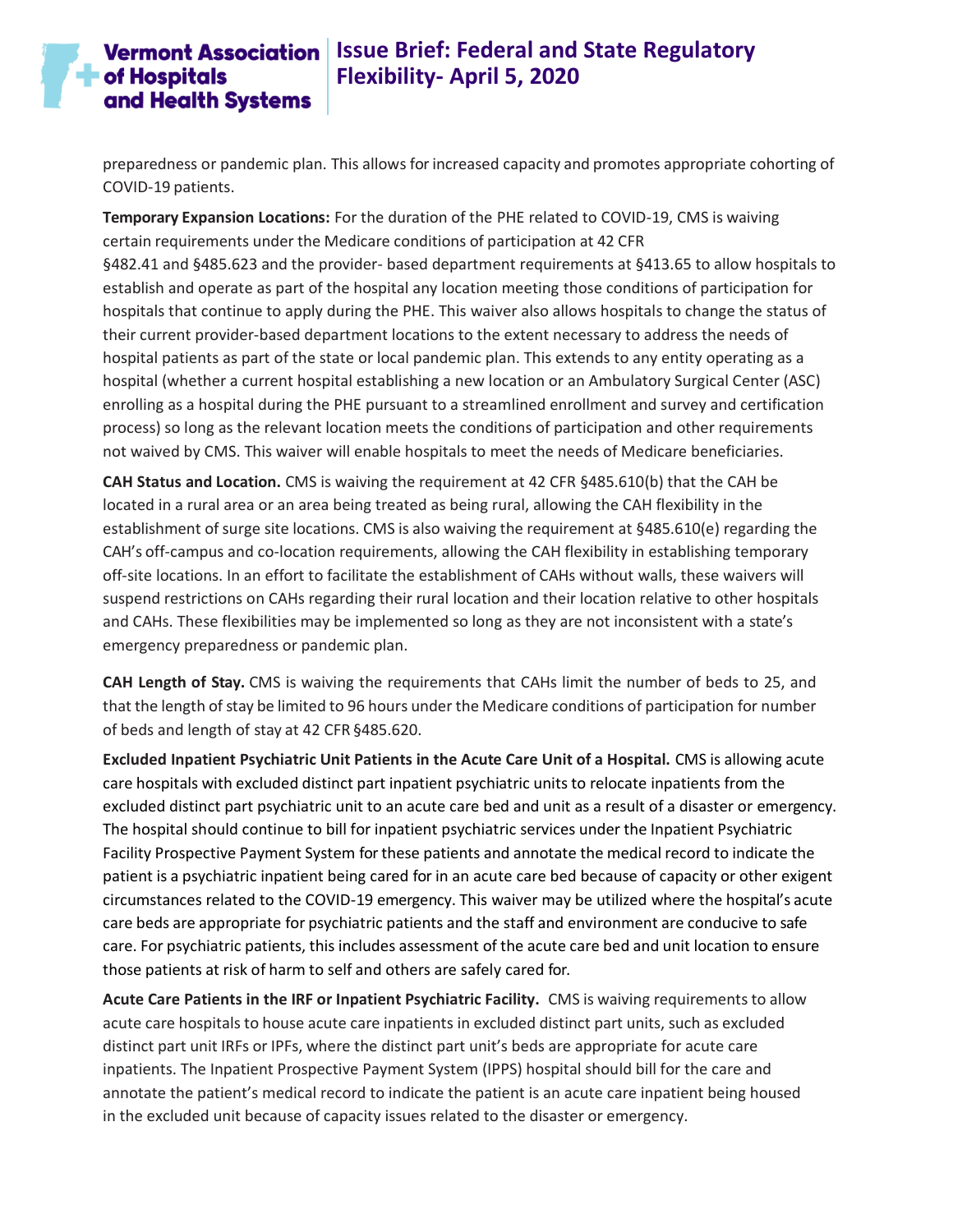preparedness or pandemic plan. This allows for increased capacity and promotes appropriate cohorting of COVID-19 patients.

**Temporary Expansion Locations:** For the duration of the PHE related to COVID-19, CMS is waiving certain requirements under the Medicare conditions of participation at 42 CFR §482.41 and §485.623 and the provider- based department requirements at §413.65 to allow hospitals to establish and operate as part of the hospital any location meeting those conditions of participation for hospitals that continue to apply during the PHE. This waiver also allows hospitals to change the status of their current provider-based department locations to the extent necessary to address the needs of hospital patients as part of the state or local pandemic plan. This extends to any entity operating as a hospital (whether a current hospital establishing a new location or an Ambulatory Surgical Center (ASC) enrolling as a hospital during the PHE pursuant to a streamlined enrollment and survey and certification process) so long as the relevant location meets the conditions of participation and other requirements not waived by CMS. This waiver will enable hospitals to meet the needs of Medicare beneficiaries.

**CAH Status and Location.** CMS is waiving the requirement at 42 CFR §485.610(b) that the CAH be located in a rural area or an area being treated as being rural, allowing the CAH flexibility in the establishment of surge site locations. CMS is also waiving the requirement at §485.610(e) regarding the CAH's off-campus and co-location requirements, allowing the CAH flexibility in establishing temporary off-site locations. In an effort to facilitate the establishment of CAHs without walls, these waivers will suspend restrictions on CAHs regarding their rural location and their location relative to other hospitals and CAHs. These flexibilities may be implemented so long as they are not inconsistent with a state's emergency preparedness or pandemic plan.

**CAH Length of Stay.** CMS is waiving the requirements that CAHs limit the number of beds to 25, and that the length of stay be limited to 96 hours under the Medicare conditions of participation for number of beds and length of stay at 42 CFR §485.620.

**Excluded Inpatient Psychiatric Unit Patients in the Acute Care Unit of a Hospital.** CMS is allowing acute care hospitals with excluded distinct part inpatient psychiatric units to relocate inpatients from the excluded distinct part psychiatric unit to an acute care bed and unit as a result of a disaster or emergency. The hospital should continue to bill for inpatient psychiatric services under the Inpatient Psychiatric Facility Prospective Payment System for these patients and annotate the medical record to indicate the patient is a psychiatric inpatient being cared for in an acute care bed because of capacity or other exigent circumstances related to the COVID-19 emergency. This waiver may be utilized where the hospital's acute care beds are appropriate for psychiatric patients and the staff and environment are conducive to safe care. For psychiatric patients, this includes assessment of the acute care bed and unit location to ensure those patients at risk of harm to self and others are safely cared for.

**Acute Care Patients in the IRF or Inpatient Psychiatric Facility.** CMS is waiving requirements to allow acute care hospitals to house acute care inpatients in excluded distinct part units, such as excluded distinct part unit IRFs or IPFs, where the distinct part unit's beds are appropriate for acute care inpatients. The Inpatient Prospective Payment System (IPPS) hospital should bill for the care and annotate the patient's medical record to indicate the patient is an acute care inpatient being housed in the excluded unit because of capacity issues related to the disaster or emergency.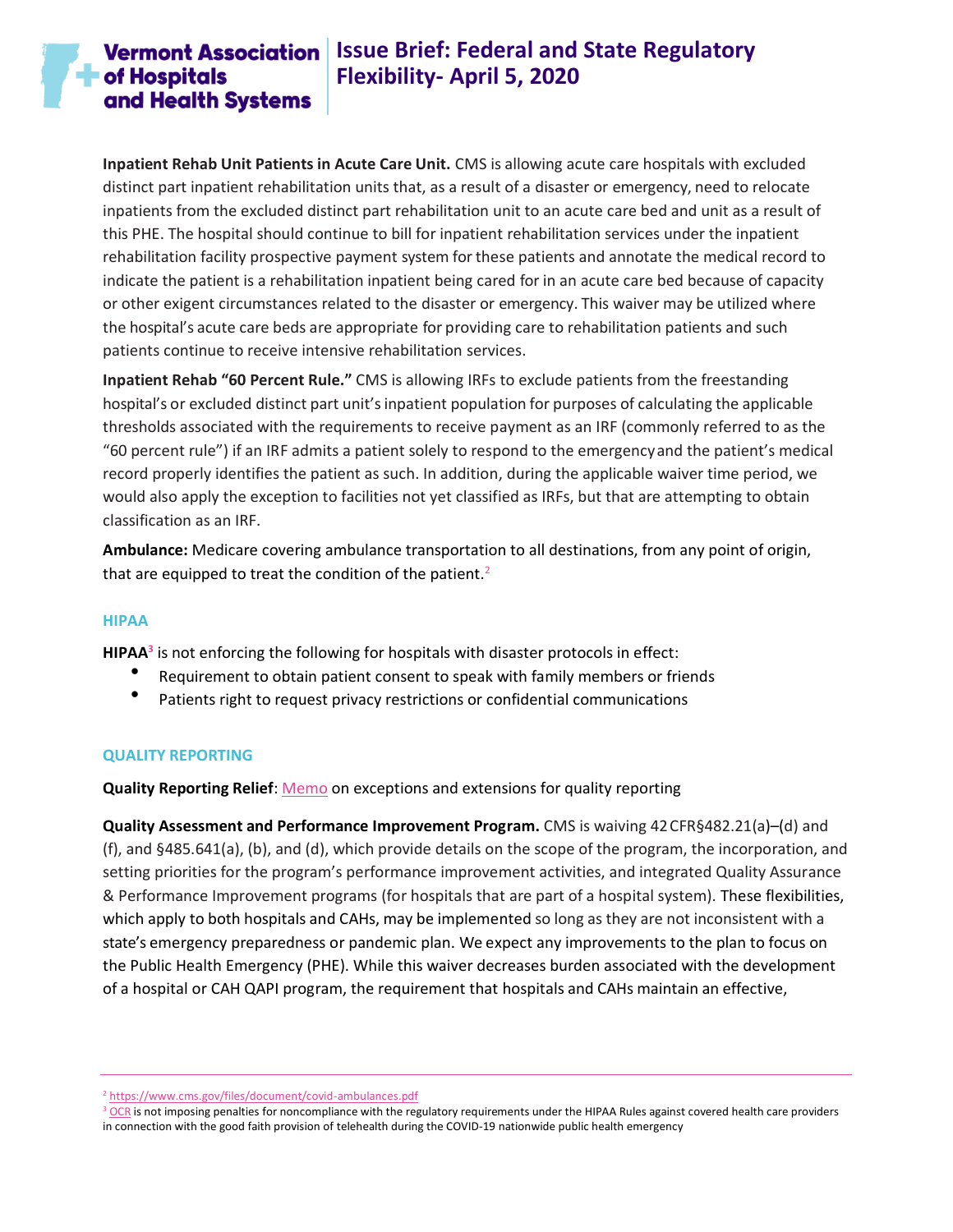**Inpatient Rehab Unit Patients in Acute Care Unit.** CMS is allowing acute care hospitals with excluded distinct part inpatient rehabilitation units that, as a result of a disaster or emergency, need to relocate inpatients from the excluded distinct part rehabilitation unit to an acute care bed and unit as a result of this PHE. The hospital should continue to bill for inpatient rehabilitation services under the inpatient rehabilitation facility prospective payment system for these patients and annotate the medical record to indicate the patient is a rehabilitation inpatient being cared for in an acute care bed because of capacity or other exigent circumstances related to the disaster or emergency. This waiver may be utilized where the hospital's acute care beds are appropriate for providing care to rehabilitation patients and such patients continue to receive intensive rehabilitation services.

**Inpatient Rehab "60 Percent Rule."** CMS is allowing IRFs to exclude patients from the freestanding hospital's or excluded distinct part unit's inpatient population for purposes of calculating the applicable thresholds associated with the requirements to receive payment as an IRF (commonly referred to as the "60 percent rule") if an IRF admits a patient solely to respond to the emergency and the patient's medical record properly identifies the patient as such. In addition, during the applicable waiver time period, we would also apply the exception to facilities not yet classified as IRFs, but that are attempting to obtain classification as an IRF.

**Ambulance:** Medicare covering ambulance transportation to all destinations, from any point of origin, that are equipped to treat the condition of the patient.[2]

## HIPAA

**HIPAA**[3] is not enforcing the following for hospitals with disaster protocols in effect:

- Requirement to obtain patient consent to speak with family members or friends
- Patients right to request privacy restrictions or confidential communications

## QUALITY REPORTING

**Quality Reporting Relief**: Memo on exceptions and extensions for quality reporting

**Quality Assessment and Performance Improvement Program.** CMS is waiving 42 CFR§482.21(a)–(d) and (f), and §485.641(a), (b), and (d), which provide details on the scope of the program, the incorporation, and setting priorities for the program's performance improvement activities, and integrated Quality Assurance & Performance Improvement programs (for hospitals that are part of a hospital system). These flexibilities, which apply to both hospitals and CAHs, may be implemented so long as they are not inconsistent with a state's emergency preparedness or pandemic plan. We expect any improvements to the plan to focus on the Public Health Emergency (PHE). While this waiver decreases burden associated with the development of a hospital or CAH QAPI program, the requirement that hospitals and CAHs maintain an effective,

---

[2] https://www.cms.gov/files/document/covid-ambulances.pdf

[3] OCR is not imposing penalties for noncompliance with the regulatory requirements under the HIPAA Rules against covered health care providers in connection with the good faith provision of telehealth during the COVID-19 nationwide public health emergency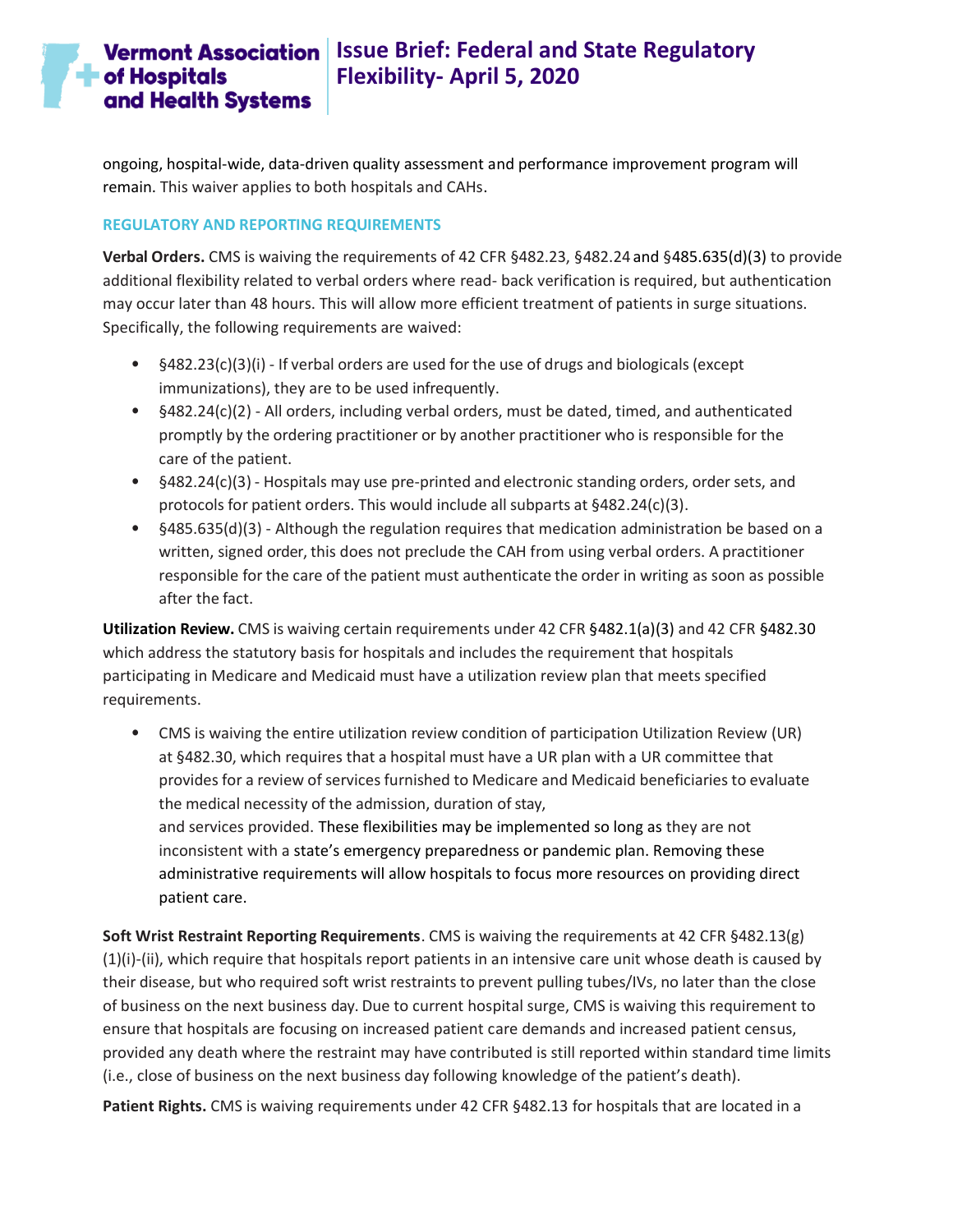ongoing, hospital-wide, data-driven quality assessment and performance improvement program will remain. This waiver applies to both hospitals and CAHs.

### REGULATORY AND REPORTING REQUIREMENTS

**Verbal Orders.** CMS is waiving the requirements of 42 CFR §482.23, §482.24 and §485.635(d)(3) to provide additional flexibility related to verbal orders where read- back verification is required, but authentication may occur later than 48 hours. This will allow more efficient treatment of patients in surge situations. Specifically, the following requirements are waived:

- §482.23(c)(3)(i) - If verbal orders are used for the use of drugs and biologicals (except immunizations), they are to be used infrequently.
- §482.24(c)(2) - All orders, including verbal orders, must be dated, timed, and authenticated promptly by the ordering practitioner or by another practitioner who is responsible for the care of the patient.
- §482.24(c)(3) - Hospitals may use pre-printed and electronic standing orders, order sets, and protocols for patient orders. This would include all subparts at §482.24(c)(3).
- §485.635(d)(3) - Although the regulation requires that medication administration be based on a written, signed order, this does not preclude the CAH from using verbal orders. A practitioner responsible for the care of the patient must authenticate the order in writing as soon as possible after the fact.

**Utilization Review.** CMS is waiving certain requirements under 42 CFR §482.1(a)(3) and 42 CFR §482.30 which address the statutory basis for hospitals and includes the requirement that hospitals participating in Medicare and Medicaid must have a utilization review plan that meets specified requirements.

- CMS is waiving the entire utilization review condition of participation Utilization Review (UR) at §482.30, which requires that a hospital must have a UR plan with a UR committee that provides for a review of services furnished to Medicare and Medicaid beneficiaries to evaluate the medical necessity of the admission, duration of stay, and services provided. These flexibilities may be implemented so long as they are not inconsistent with a state's emergency preparedness or pandemic plan. Removing these administrative requirements will allow hospitals to focus more resources on providing direct patient care.

**Soft Wrist Restraint Reporting Requirements**. CMS is waiving the requirements at 42 CFR §482.13(g)(1)(i)-(ii), which require that hospitals report patients in an intensive care unit whose death is caused by their disease, but who required soft wrist restraints to prevent pulling tubes/IVs, no later than the close of business on the next business day. Due to current hospital surge, CMS is waiving this requirement to ensure that hospitals are focusing on increased patient care demands and increased patient census, provided any death where the restraint may have contributed is still reported within standard time limits (i.e., close of business on the next business day following knowledge of the patient's death).

**Patient Rights.** CMS is waiving requirements under 42 CFR §482.13 for hospitals that are located in a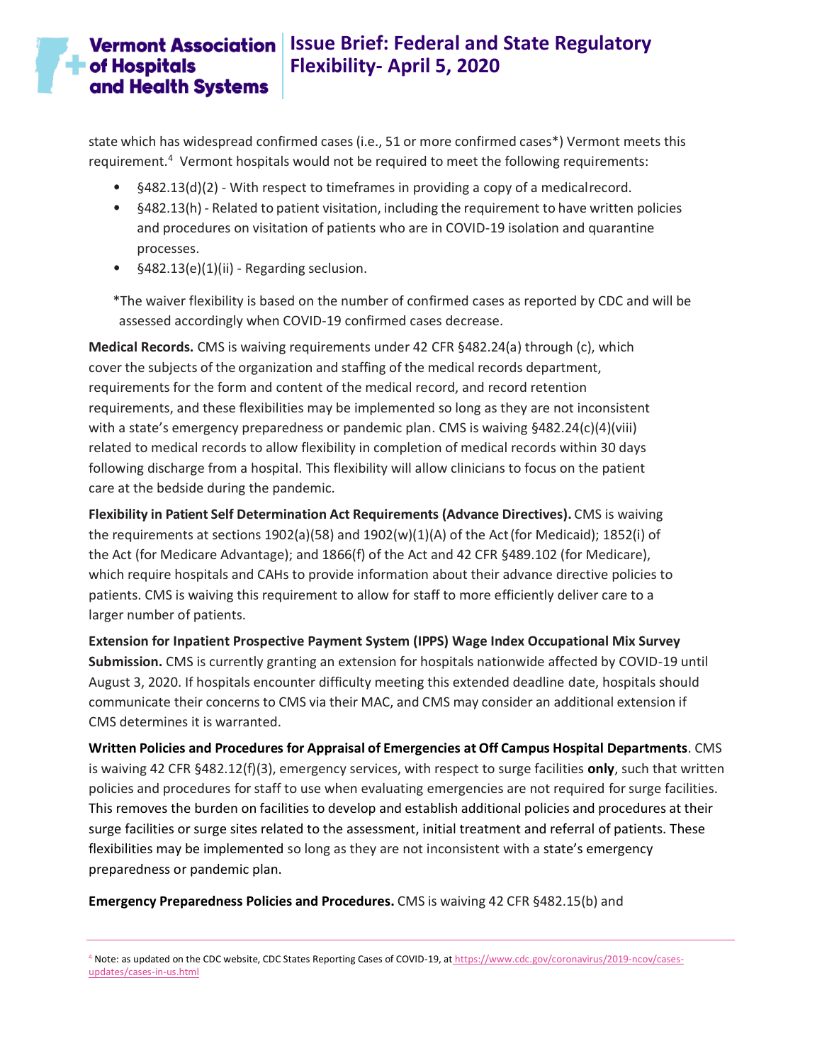state which has widespread confirmed cases (i.e., 51 or more confirmed cases*) Vermont meets this requirement.[4] Vermont hospitals would not be required to meet the following requirements:

- §482.13(d)(2) - With respect to timeframes in providing a copy of a medical record.
- §482.13(h) - Related to patient visitation, including the requirement to have written policies and procedures on visitation of patients who are in COVID-19 isolation and quarantine processes.
- §482.13(e)(1)(ii) - Regarding seclusion.

*The waiver flexibility is based on the number of confirmed cases as reported by CDC and will be assessed accordingly when COVID-19 confirmed cases decrease.

**Medical Records.** CMS is waiving requirements under 42 CFR §482.24(a) through (c), which cover the subjects of the organization and staffing of the medical records department, requirements for the form and content of the medical record, and record retention requirements, and these flexibilities may be implemented so long as they are not inconsistent with a state's emergency preparedness or pandemic plan. CMS is waiving §482.24(c)(4)(viii) related to medical records to allow flexibility in completion of medical records within 30 days following discharge from a hospital. This flexibility will allow clinicians to focus on the patient care at the bedside during the pandemic.

**Flexibility in Patient Self Determination Act Requirements (Advance Directives).** CMS is waiving the requirements at sections 1902(a)(58) and 1902(w)(1)(A) of the Act (for Medicaid); 1852(i) of the Act (for Medicare Advantage); and 1866(f) of the Act and 42 CFR §489.102 (for Medicare), which require hospitals and CAHs to provide information about their advance directive policies to patients. CMS is waiving this requirement to allow for staff to more efficiently deliver care to a larger number of patients.

**Extension for Inpatient Prospective Payment System (IPPS) Wage Index Occupational Mix Survey Submission.** CMS is currently granting an extension for hospitals nationwide affected by COVID-19 until August 3, 2020. If hospitals encounter difficulty meeting this extended deadline date, hospitals should communicate their concerns to CMS via their MAC, and CMS may consider an additional extension if CMS determines it is warranted.

**Written Policies and Procedures for Appraisal of Emergencies at Off Campus Hospital Departments**. CMS is waiving 42 CFR §482.12(f)(3), emergency services, with respect to surge facilities **only**, such that written policies and procedures for staff to use when evaluating emergencies are not required for surge facilities. This removes the burden on facilities to develop and establish additional policies and procedures at their surge facilities or surge sites related to the assessment, initial treatment and referral of patients. These flexibilities may be implemented so long as they are not inconsistent with a state's emergency preparedness or pandemic plan.

**Emergency Preparedness Policies and Procedures.** CMS is waiving 42 CFR §482.15(b) and

[4] Note: as updated on the CDC website, CDC States Reporting Cases of COVID-19, at https://www.cdc.gov/coronavirus/2019-ncov/cases-updates/cases-in-us.html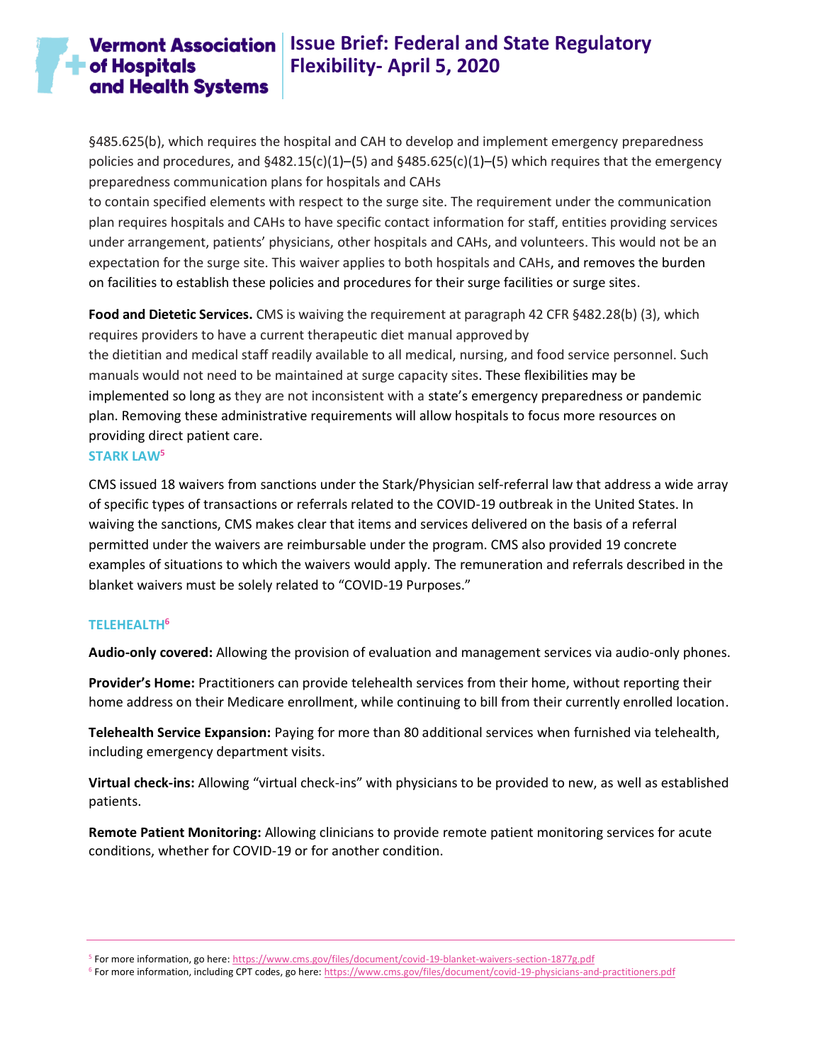§485.625(b), which requires the hospital and CAH to develop and implement emergency preparedness policies and procedures, and §482.15(c)(1)–(5) and §485.625(c)(1)–(5) which requires that the emergency preparedness communication plans for hospitals and CAHs to contain specified elements with respect to the surge site. The requirement under the communication plan requires hospitals and CAHs to have specific contact information for staff, entities providing services under arrangement, patients' physicians, other hospitals and CAHs, and volunteers. This would not be an expectation for the surge site. This waiver applies to both hospitals and CAHs, and removes the burden on facilities to establish these policies and procedures for their surge facilities or surge sites.

**Food and Dietetic Services.** CMS is waiving the requirement at paragraph 42 CFR §482.28(b) (3), which requires providers to have a current therapeutic diet manual approved by the dietitian and medical staff readily available to all medical, nursing, and food service personnel. Such manuals would not need to be maintained at surge capacity sites. These flexibilities may be implemented so long as they are not inconsistent with a state's emergency preparedness or pandemic plan. Removing these administrative requirements will allow hospitals to focus more resources on providing direct patient care.

### STARK LAW[5]

CMS issued 18 waivers from sanctions under the Stark/Physician self-referral law that address a wide array of specific types of transactions or referrals related to the COVID-19 outbreak in the United States. In waiving the sanctions, CMS makes clear that items and services delivered on the basis of a referral permitted under the waivers are reimbursable under the program. CMS also provided 19 concrete examples of situations to which the waivers would apply. The remuneration and referrals described in the blanket waivers must be solely related to "COVID-19 Purposes."

### TELEHEALTH[6]

**Audio-only covered:** Allowing the provision of evaluation and management services via audio-only phones.

**Provider's Home:** Practitioners can provide telehealth services from their home, without reporting their home address on their Medicare enrollment, while continuing to bill from their currently enrolled location.

**Telehealth Service Expansion:** Paying for more than 80 additional services when furnished via telehealth, including emergency department visits.

**Virtual check-ins:** Allowing "virtual check-ins" with physicians to be provided to new, as well as established patients.

**Remote Patient Monitoring:** Allowing clinicians to provide remote patient monitoring services for acute conditions, whether for COVID-19 or for another condition.

---

[5] For more information, go here: https://www.cms.gov/files/document/covid-19-blanket-waivers-section-1877g.pdf

[6] For more information, including CPT codes, go here: https://www.cms.gov/files/document/covid-19-physicians-and-practitioners.pdf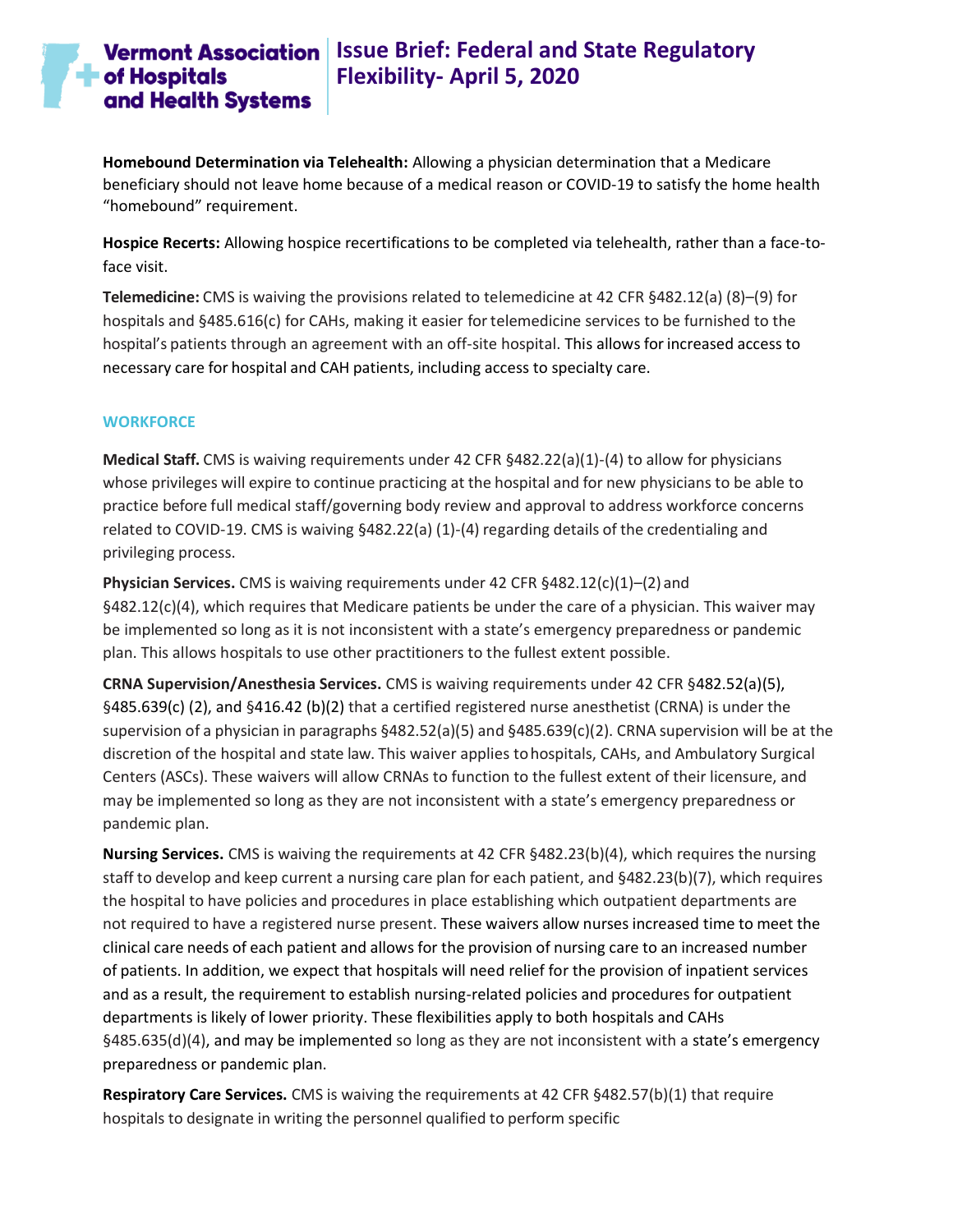**Homebound Determination via Telehealth:** Allowing a physician determination that a Medicare beneficiary should not leave home because of a medical reason or COVID-19 to satisfy the home health "homebound" requirement.

**Hospice Recerts:** Allowing hospice recertifications to be completed via telehealth, rather than a face-to-face visit.

**Telemedicine:** CMS is waiving the provisions related to telemedicine at 42 CFR §482.12(a) (8)–(9) for hospitals and §485.616(c) for CAHs, making it easier for telemedicine services to be furnished to the hospital's patients through an agreement with an off-site hospital. This allows for increased access to necessary care for hospital and CAH patients, including access to specialty care.

### WORKFORCE

**Medical Staff.** CMS is waiving requirements under 42 CFR §482.22(a)(1)-(4) to allow for physicians whose privileges will expire to continue practicing at the hospital and for new physicians to be able to practice before full medical staff/governing body review and approval to address workforce concerns related to COVID-19. CMS is waiving §482.22(a) (1)-(4) regarding details of the credentialing and privileging process.

**Physician Services.** CMS is waiving requirements under 42 CFR §482.12(c)(1)–(2) and §482.12(c)(4), which requires that Medicare patients be under the care of a physician. This waiver may be implemented so long as it is not inconsistent with a state's emergency preparedness or pandemic plan. This allows hospitals to use other practitioners to the fullest extent possible.

**CRNA Supervision/Anesthesia Services.** CMS is waiving requirements under 42 CFR §482.52(a)(5), §485.639(c) (2), and §416.42 (b)(2) that a certified registered nurse anesthetist (CRNA) is under the supervision of a physician in paragraphs §482.52(a)(5) and §485.639(c)(2). CRNA supervision will be at the discretion of the hospital and state law. This waiver applies to hospitals, CAHs, and Ambulatory Surgical Centers (ASCs). These waivers will allow CRNAs to function to the fullest extent of their licensure, and may be implemented so long as they are not inconsistent with a state's emergency preparedness or pandemic plan.

**Nursing Services.** CMS is waiving the requirements at 42 CFR §482.23(b)(4), which requires the nursing staff to develop and keep current a nursing care plan for each patient, and §482.23(b)(7), which requires the hospital to have policies and procedures in place establishing which outpatient departments are not required to have a registered nurse present. These waivers allow nurses increased time to meet the clinical care needs of each patient and allows for the provision of nursing care to an increased number of patients. In addition, we expect that hospitals will need relief for the provision of inpatient services and as a result, the requirement to establish nursing-related policies and procedures for outpatient departments is likely of lower priority. These flexibilities apply to both hospitals and CAHs §485.635(d)(4), and may be implemented so long as they are not inconsistent with a state's emergency preparedness or pandemic plan.

**Respiratory Care Services.** CMS is waiving the requirements at 42 CFR §482.57(b)(1) that require hospitals to designate in writing the personnel qualified to perform specific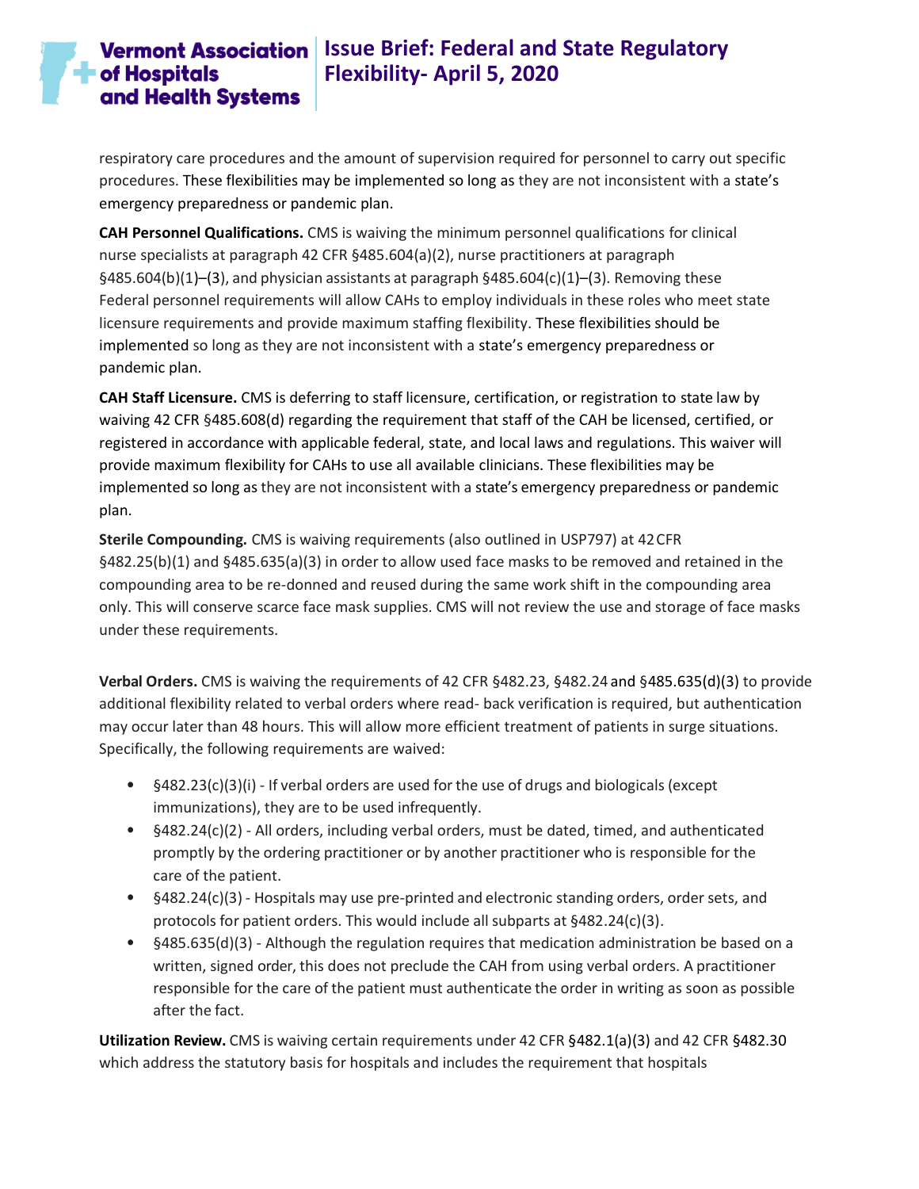respiratory care procedures and the amount of supervision required for personnel to carry out specific procedures. These flexibilities may be implemented so long as they are not inconsistent with a state's emergency preparedness or pandemic plan.

**CAH Personnel Qualifications.** CMS is waiving the minimum personnel qualifications for clinical nurse specialists at paragraph 42 CFR §485.604(a)(2), nurse practitioners at paragraph §485.604(b)(1)–(3), and physician assistants at paragraph §485.604(c)(1)–(3). Removing these Federal personnel requirements will allow CAHs to employ individuals in these roles who meet state licensure requirements and provide maximum staffing flexibility. These flexibilities should be implemented so long as they are not inconsistent with a state's emergency preparedness or pandemic plan.

**CAH Staff Licensure.** CMS is deferring to staff licensure, certification, or registration to state law by waiving 42 CFR §485.608(d) regarding the requirement that staff of the CAH be licensed, certified, or registered in accordance with applicable federal, state, and local laws and regulations. This waiver will provide maximum flexibility for CAHs to use all available clinicians. These flexibilities may be implemented so long as they are not inconsistent with a state's emergency preparedness or pandemic plan.

**Sterile Compounding.** CMS is waiving requirements (also outlined in USP797) at 42 CFR §482.25(b)(1) and §485.635(a)(3) in order to allow used face masks to be removed and retained in the compounding area to be re-donned and reused during the same work shift in the compounding area only. This will conserve scarce face mask supplies. CMS will not review the use and storage of face masks under these requirements.

**Verbal Orders.** CMS is waiving the requirements of 42 CFR §482.23, §482.24 and §485.635(d)(3) to provide additional flexibility related to verbal orders where read- back verification is required, but authentication may occur later than 48 hours. This will allow more efficient treatment of patients in surge situations. Specifically, the following requirements are waived:

- §482.23(c)(3)(i) - If verbal orders are used for the use of drugs and biologicals (except immunizations), they are to be used infrequently.
- §482.24(c)(2) - All orders, including verbal orders, must be dated, timed, and authenticated promptly by the ordering practitioner or by another practitioner who is responsible for the care of the patient.
- §482.24(c)(3) - Hospitals may use pre-printed and electronic standing orders, order sets, and protocols for patient orders. This would include all subparts at §482.24(c)(3).
- §485.635(d)(3) - Although the regulation requires that medication administration be based on a written, signed order, this does not preclude the CAH from using verbal orders. A practitioner responsible for the care of the patient must authenticate the order in writing as soon as possible after the fact.

**Utilization Review.** CMS is waiving certain requirements under 42 CFR §482.1(a)(3) and 42 CFR §482.30 which address the statutory basis for hospitals and includes the requirement that hospitals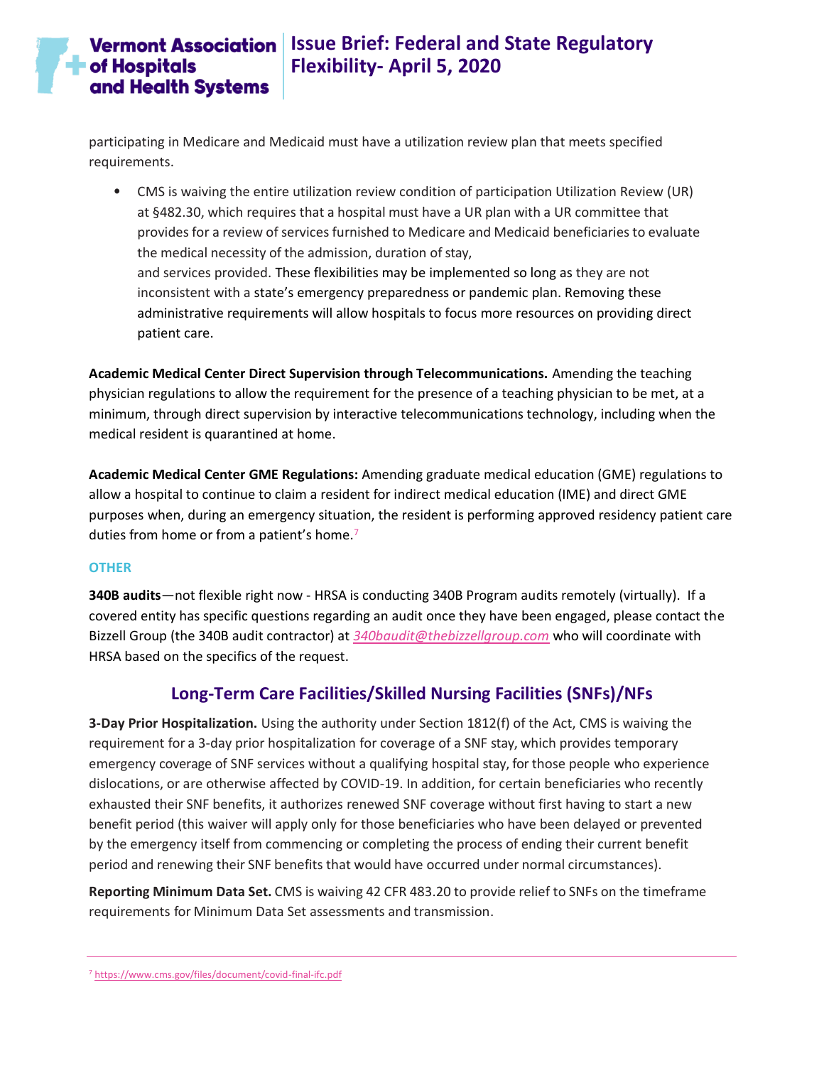participating in Medicare and Medicaid must have a utilization review plan that meets specified requirements.

- CMS is waiving the entire utilization review condition of participation Utilization Review (UR) at §482.30, which requires that a hospital must have a UR plan with a UR committee that provides for a review of services furnished to Medicare and Medicaid beneficiaries to evaluate the medical necessity of the admission, duration of stay, and services provided. These flexibilities may be implemented so long as they are not inconsistent with a state's emergency preparedness or pandemic plan. Removing these administrative requirements will allow hospitals to focus more resources on providing direct patient care.

**Academic Medical Center Direct Supervision through Telecommunications.** Amending the teaching physician regulations to allow the requirement for the presence of a teaching physician to be met, at a minimum, through direct supervision by interactive telecommunications technology, including when the medical resident is quarantined at home.

**Academic Medical Center GME Regulations:** Amending graduate medical education (GME) regulations to allow a hospital to continue to claim a resident for indirect medical education (IME) and direct GME purposes when, during an emergency situation, the resident is performing approved residency patient care duties from home or from a patient's home.[7]

### OTHER

**340B audits**—not flexible right now - HRSA is conducting 340B Program audits remotely (virtually). If a covered entity has specific questions regarding an audit once they have been engaged, please contact the Bizzell Group (the 340B audit contractor) at *340baudit@thebizzellgroup.com* who will coordinate with HRSA based on the specifics of the request.

## Long-Term Care Facilities/Skilled Nursing Facilities (SNFs)/NFs

**3-Day Prior Hospitalization.** Using the authority under Section 1812(f) of the Act, CMS is waiving the requirement for a 3-day prior hospitalization for coverage of a SNF stay, which provides temporary emergency coverage of SNF services without a qualifying hospital stay, for those people who experience dislocations, or are otherwise affected by COVID-19. In addition, for certain beneficiaries who recently exhausted their SNF benefits, it authorizes renewed SNF coverage without first having to start a new benefit period (this waiver will apply only for those beneficiaries who have been delayed or prevented by the emergency itself from commencing or completing the process of ending their current benefit period and renewing their SNF benefits that would have occurred under normal circumstances).

**Reporting Minimum Data Set.** CMS is waiving 42 CFR 483.20 to provide relief to SNFs on the timeframe requirements for Minimum Data Set assessments and transmission.

---

[7] https://www.cms.gov/files/document/covid-final-ifc.pdf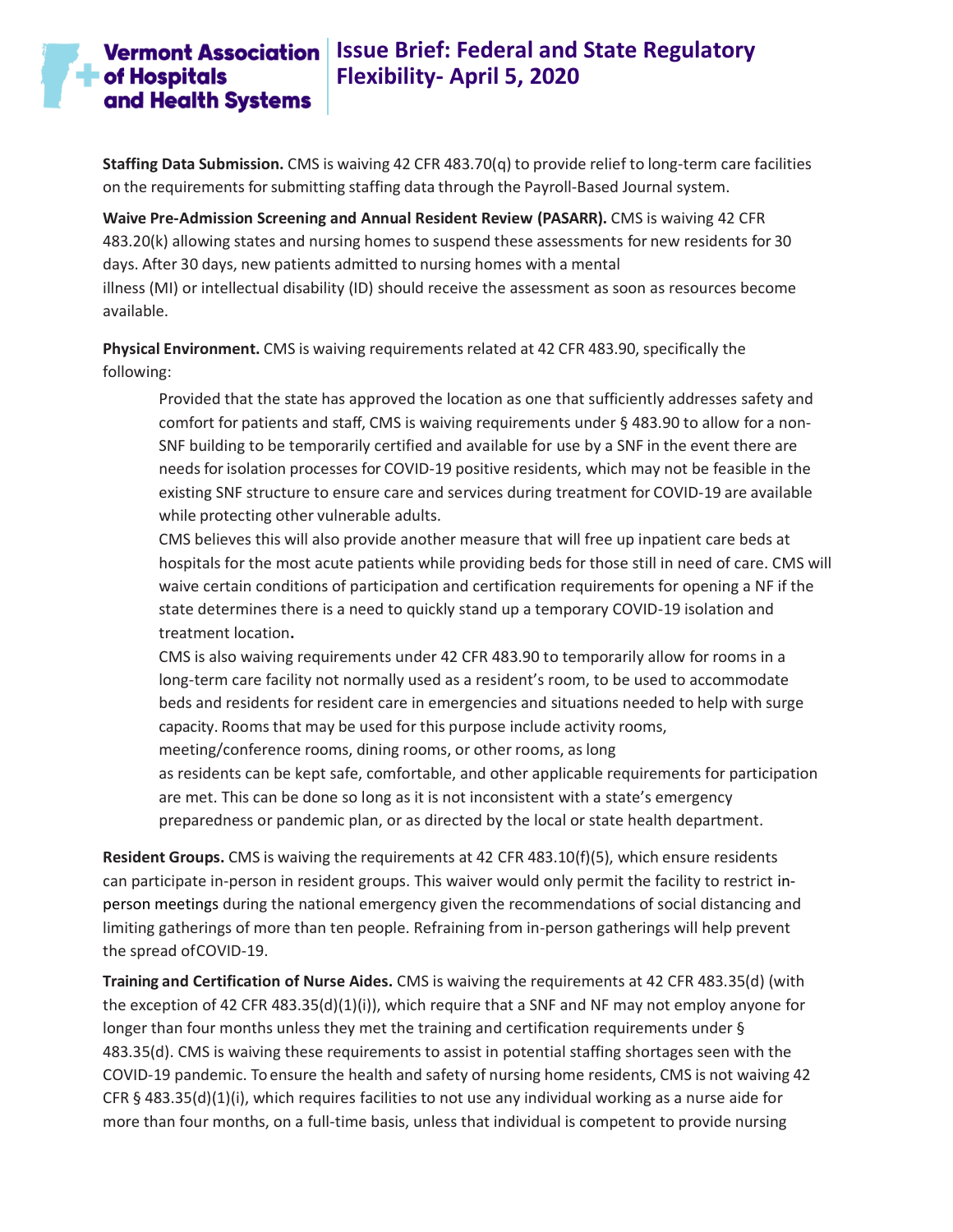**Staffing Data Submission.** CMS is waiving 42 CFR 483.70(q) to provide relief to long-term care facilities on the requirements for submitting staffing data through the Payroll-Based Journal system.

**Waive Pre-Admission Screening and Annual Resident Review (PASARR).** CMS is waiving 42 CFR 483.20(k) allowing states and nursing homes to suspend these assessments for new residents for 30 days. After 30 days, new patients admitted to nursing homes with a mental illness (MI) or intellectual disability (ID) should receive the assessment as soon as resources become available.

**Physical Environment.** CMS is waiving requirements related at 42 CFR 483.90, specifically the following:

> Provided that the state has approved the location as one that sufficiently addresses safety and comfort for patients and staff, CMS is waiving requirements under § 483.90 to allow for a non-SNF building to be temporarily certified and available for use by a SNF in the event there are needs for isolation processes for COVID-19 positive residents, which may not be feasible in the existing SNF structure to ensure care and services during treatment for COVID-19 are available while protecting other vulnerable adults.
>
> CMS believes this will also provide another measure that will free up inpatient care beds at hospitals for the most acute patients while providing beds for those still in need of care. CMS will waive certain conditions of participation and certification requirements for opening a NF if the state determines there is a need to quickly stand up a temporary COVID-19 isolation and treatment location.
>
> CMS is also waiving requirements under 42 CFR 483.90 to temporarily allow for rooms in a long-term care facility not normally used as a resident's room, to be used to accommodate beds and residents for resident care in emergencies and situations needed to help with surge capacity. Rooms that may be used for this purpose include activity rooms, meeting/conference rooms, dining rooms, or other rooms, as long as residents can be kept safe, comfortable, and other applicable requirements for participation are met. This can be done so long as it is not inconsistent with a state's emergency preparedness or pandemic plan, or as directed by the local or state health department.

**Resident Groups.** CMS is waiving the requirements at 42 CFR 483.10(f)(5), which ensure residents can participate in-person in resident groups. This waiver would only permit the facility to restrict in-person meetings during the national emergency given the recommendations of social distancing and limiting gatherings of more than ten people. Refraining from in-person gatherings will help prevent the spread of COVID-19.

**Training and Certification of Nurse Aides.** CMS is waiving the requirements at 42 CFR 483.35(d) (with the exception of 42 CFR 483.35(d)(1)(i)), which require that a SNF and NF may not employ anyone for longer than four months unless they met the training and certification requirements under § 483.35(d). CMS is waiving these requirements to assist in potential staffing shortages seen with the COVID-19 pandemic. To ensure the health and safety of nursing home residents, CMS is not waiving 42 CFR § 483.35(d)(1)(i), which requires facilities to not use any individual working as a nurse aide for more than four months, on a full-time basis, unless that individual is competent to provide nursing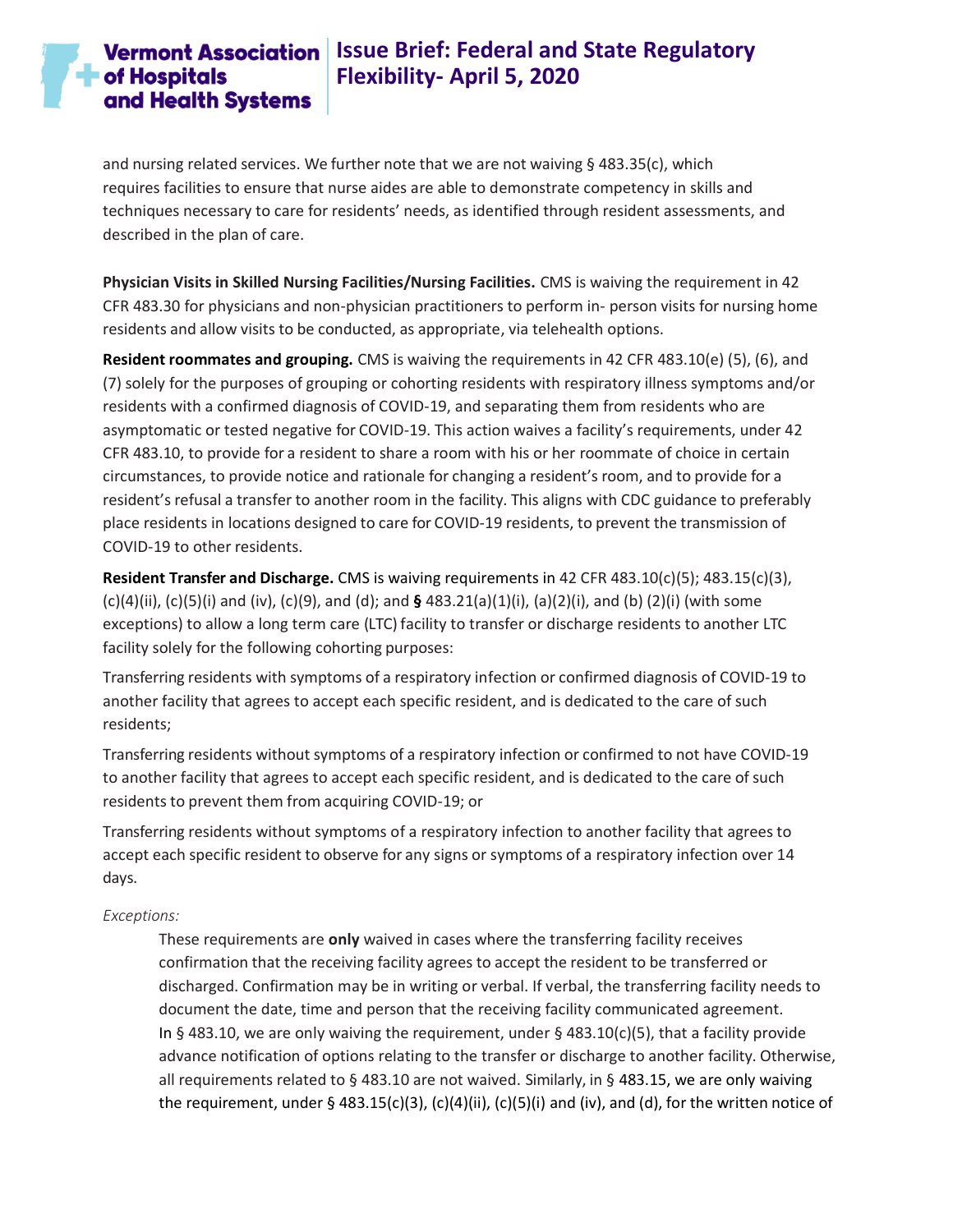and nursing related services. We further note that we are not waiving § 483.35(c), which requires facilities to ensure that nurse aides are able to demonstrate competency in skills and techniques necessary to care for residents' needs, as identified through resident assessments, and described in the plan of care.

**Physician Visits in Skilled Nursing Facilities/Nursing Facilities.** CMS is waiving the requirement in 42 CFR 483.30 for physicians and non-physician practitioners to perform in- person visits for nursing home residents and allow visits to be conducted, as appropriate, via telehealth options.

**Resident roommates and grouping.** CMS is waiving the requirements in 42 CFR 483.10(e) (5), (6), and (7) solely for the purposes of grouping or cohorting residents with respiratory illness symptoms and/or residents with a confirmed diagnosis of COVID-19, and separating them from residents who are asymptomatic or tested negative for COVID-19. This action waives a facility's requirements, under 42 CFR 483.10, to provide for a resident to share a room with his or her roommate of choice in certain circumstances, to provide notice and rationale for changing a resident's room, and to provide for a resident's refusal a transfer to another room in the facility. This aligns with CDC guidance to preferably place residents in locations designed to care for COVID-19 residents, to prevent the transmission of COVID-19 to other residents.

**Resident Transfer and Discharge.** CMS is waiving requirements in 42 CFR 483.10(c)(5); 483.15(c)(3), (c)(4)(ii), (c)(5)(i) and (iv), (c)(9), and (d); and **§** 483.21(a)(1)(i), (a)(2)(i), and (b) (2)(i) (with some exceptions) to allow a long term care (LTC) facility to transfer or discharge residents to another LTC facility solely for the following cohorting purposes:

Transferring residents with symptoms of a respiratory infection or confirmed diagnosis of COVID-19 to another facility that agrees to accept each specific resident, and is dedicated to the care of such residents;

Transferring residents without symptoms of a respiratory infection or confirmed to not have COVID-19 to another facility that agrees to accept each specific resident, and is dedicated to the care of such residents to prevent them from acquiring COVID-19; or

Transferring residents without symptoms of a respiratory infection to another facility that agrees to accept each specific resident to observe for any signs or symptoms of a respiratory infection over 14 days.

*Exceptions:*

> These requirements are **only** waived in cases where the transferring facility receives confirmation that the receiving facility agrees to accept the resident to be transferred or discharged. Confirmation may be in writing or verbal. If verbal, the transferring facility needs to document the date, time and person that the receiving facility communicated agreement. In § 483.10, we are only waiving the requirement, under § 483.10(c)(5), that a facility provide advance notification of options relating to the transfer or discharge to another facility. Otherwise, all requirements related to § 483.10 are not waived. Similarly, in § 483.15, we are only waiving the requirement, under § 483.15(c)(3), (c)(4)(ii), (c)(5)(i) and (iv), and (d), for the written notice of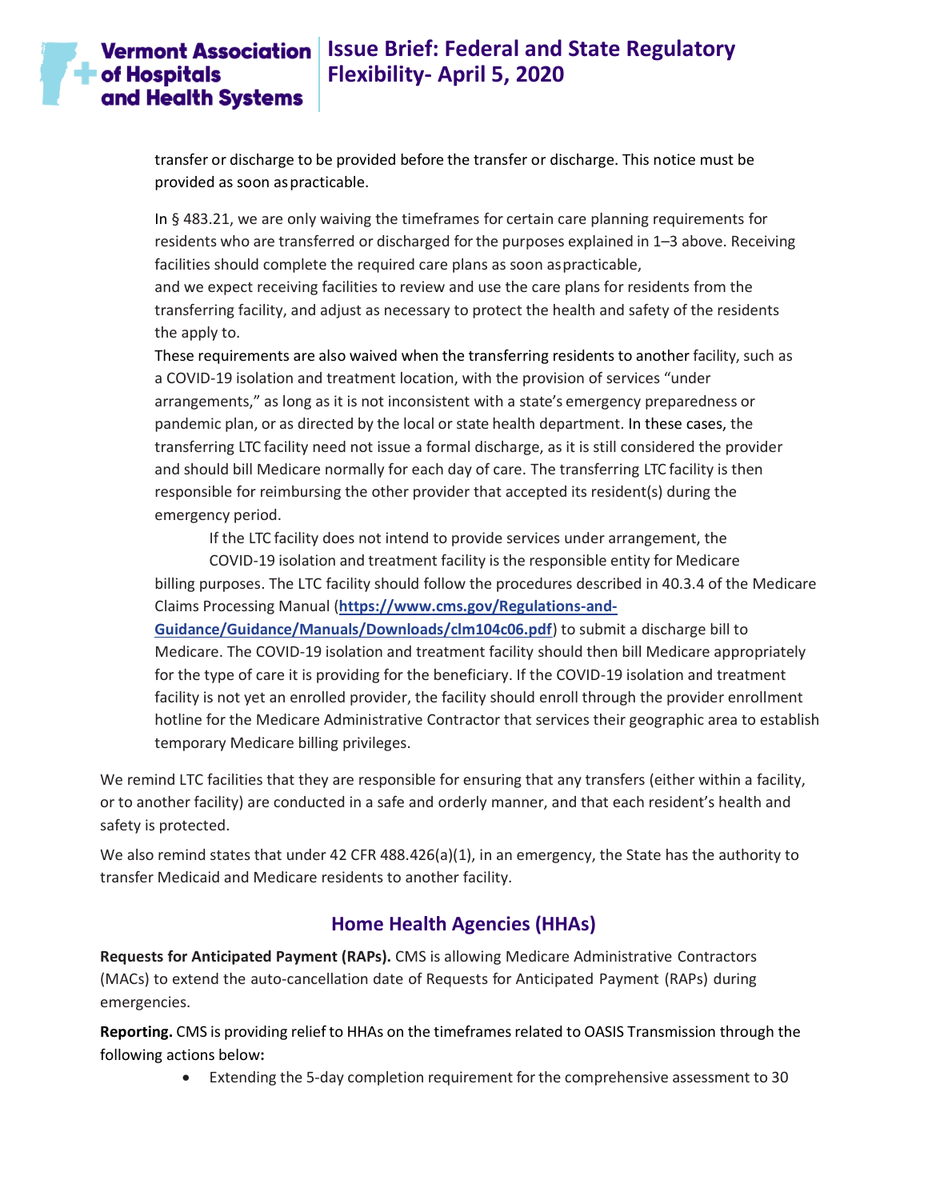transfer or discharge to be provided before the transfer or discharge. This notice must be provided as soon as practicable.

In § 483.21, we are only waiving the timeframes for certain care planning requirements for residents who are transferred or discharged for the purposes explained in 1–3 above. Receiving facilities should complete the required care plans as soon as practicable, and we expect receiving facilities to review and use the care plans for residents from the transferring facility, and adjust as necessary to protect the health and safety of the residents the apply to.

These requirements are also waived when the transferring residents to another facility, such as a COVID-19 isolation and treatment location, with the provision of services "under arrangements," as long as it is not inconsistent with a state's emergency preparedness or pandemic plan, or as directed by the local or state health department. In these cases, the transferring LTC facility need not issue a formal discharge, as it is still considered the provider and should bill Medicare normally for each day of care. The transferring LTC facility is then responsible for reimbursing the other provider that accepted its resident(s) during the emergency period.

If the LTC facility does not intend to provide services under arrangement, the COVID-19 isolation and treatment facility is the responsible entity for Medicare billing purposes. The LTC facility should follow the procedures described in 40.3.4 of the Medicare Claims Processing Manual (**https://www.cms.gov/Regulations-and-Guidance/Guidance/Manuals/Downloads/clm104c06.pdf**) to submit a discharge bill to Medicare. The COVID-19 isolation and treatment facility should then bill Medicare appropriately for the type of care it is providing for the beneficiary. If the COVID-19 isolation and treatment facility is not yet an enrolled provider, the facility should enroll through the provider enrollment hotline for the Medicare Administrative Contractor that services their geographic area to establish temporary Medicare billing privileges.

We remind LTC facilities that they are responsible for ensuring that any transfers (either within a facility, or to another facility) are conducted in a safe and orderly manner, and that each resident's health and safety is protected.

We also remind states that under 42 CFR 488.426(a)(1), in an emergency, the State has the authority to transfer Medicaid and Medicare residents to another facility.

## Home Health Agencies (HHAs)

**Requests for Anticipated Payment (RAPs).** CMS is allowing Medicare Administrative Contractors (MACs) to extend the auto-cancellation date of Requests for Anticipated Payment (RAPs) during emergencies.

**Reporting.** CMS is providing relief to HHAs on the timeframes related to OASIS Transmission through the following actions below**:**

- Extending the 5-day completion requirement for the comprehensive assessment to 30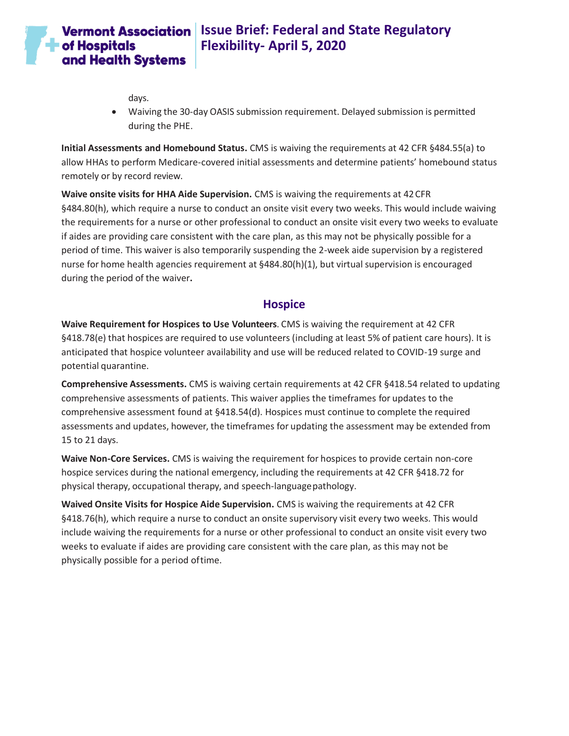days.

- Waiving the 30-day OASIS submission requirement. Delayed submission is permitted during the PHE.

**Initial Assessments and Homebound Status.** CMS is waiving the requirements at 42 CFR §484.55(a) to allow HHAs to perform Medicare-covered initial assessments and determine patients' homebound status remotely or by record review.

**Waive onsite visits for HHA Aide Supervision.** CMS is waiving the requirements at 42 CFR §484.80(h), which require a nurse to conduct an onsite visit every two weeks. This would include waiving the requirements for a nurse or other professional to conduct an onsite visit every two weeks to evaluate if aides are providing care consistent with the care plan, as this may not be physically possible for a period of time. This waiver is also temporarily suspending the 2-week aide supervision by a registered nurse for home health agencies requirement at §484.80(h)(1), but virtual supervision is encouraged during the period of the waiver**.**

## Hospice

**Waive Requirement for Hospices to Use Volunteers**. CMS is waiving the requirement at 42 CFR §418.78(e) that hospices are required to use volunteers (including at least 5% of patient care hours). It is anticipated that hospice volunteer availability and use will be reduced related to COVID-19 surge and potential quarantine.

**Comprehensive Assessments.** CMS is waiving certain requirements at 42 CFR §418.54 related to updating comprehensive assessments of patients. This waiver applies the timeframes for updates to the comprehensive assessment found at §418.54(d). Hospices must continue to complete the required assessments and updates, however, the timeframes for updating the assessment may be extended from 15 to 21 days.

**Waive Non-Core Services.** CMS is waiving the requirement for hospices to provide certain non-core hospice services during the national emergency, including the requirements at 42 CFR §418.72 for physical therapy, occupational therapy, and speech-language pathology.

**Waived Onsite Visits for Hospice Aide Supervision.** CMS is waiving the requirements at 42 CFR §418.76(h), which require a nurse to conduct an onsite supervisory visit every two weeks. This would include waiving the requirements for a nurse or other professional to conduct an onsite visit every two weeks to evaluate if aides are providing care consistent with the care plan, as this may not be physically possible for a period of time.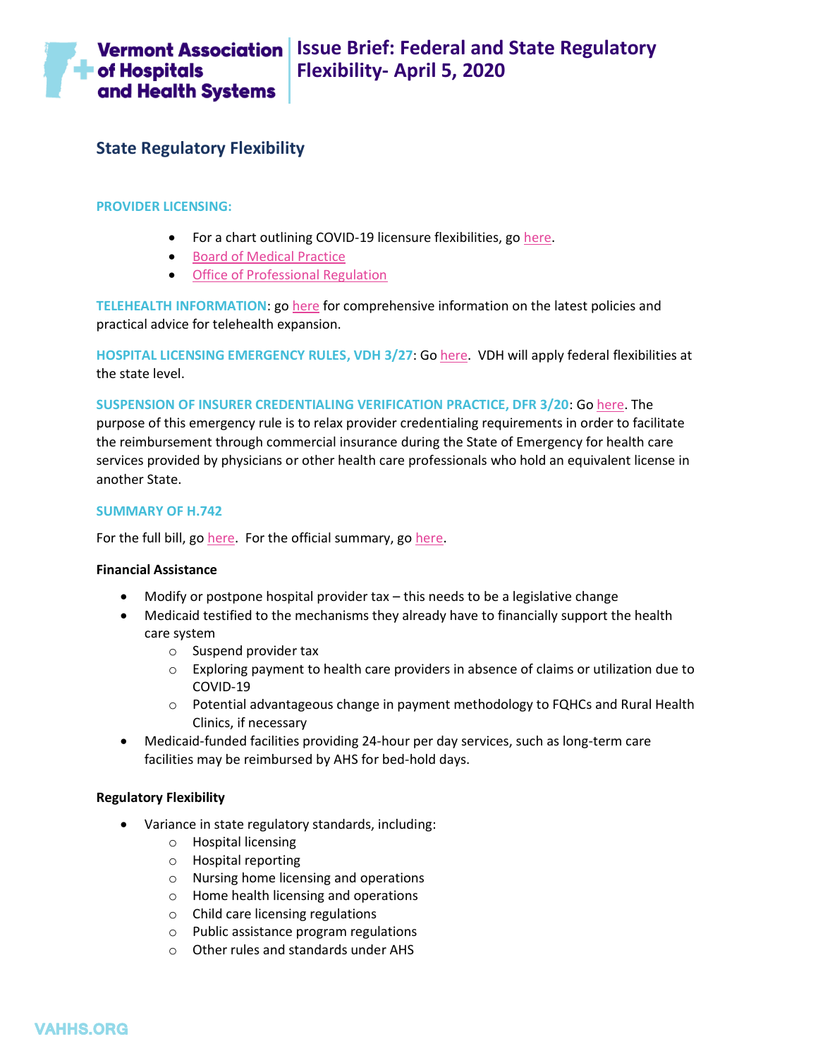# Issue Brief: Federal and State Regulatory Flexibility- April 5, 2020

## State Regulatory Flexibility

**PROVIDER LICENSING:**

- For a chart outlining COVID-19 licensure flexibilities, go here.
- Board of Medical Practice
- Office of Professional Regulation

**TELEHEALTH INFORMATION**: go here for comprehensive information on the latest policies and practical advice for telehealth expansion.

**HOSPITAL LICENSING EMERGENCY RULES, VDH 3/27**: Go here. VDH will apply federal flexibilities at the state level.

**SUSPENSION OF INSURER CREDENTIALING VERIFICATION PRACTICE, DFR 3/20**: Go here. The purpose of this emergency rule is to relax provider credentialing requirements in order to facilitate the reimbursement through commercial insurance during the State of Emergency for health care services provided by physicians or other health care professionals who hold an equivalent license in another State.

**SUMMARY OF H.742**

For the full bill, go here. For the official summary, go here.

**Financial Assistance**

- Modify or postpone hospital provider tax – this needs to be a legislative change
- Medicaid testified to the mechanisms they already have to financially support the health care system
  - Suspend provider tax
  - Exploring payment to health care providers in absence of claims or utilization due to COVID-19
  - Potential advantageous change in payment methodology to FQHCs and Rural Health Clinics, if necessary
- Medicaid-funded facilities providing 24-hour per day services, such as long-term care facilities may be reimbursed by AHS for bed-hold days.

**Regulatory Flexibility**

- Variance in state regulatory standards, including:
  - Hospital licensing
  - Hospital reporting
  - Nursing home licensing and operations
  - Home health licensing and operations
  - Child care licensing regulations
  - Public assistance program regulations
  - Other rules and standards under AHS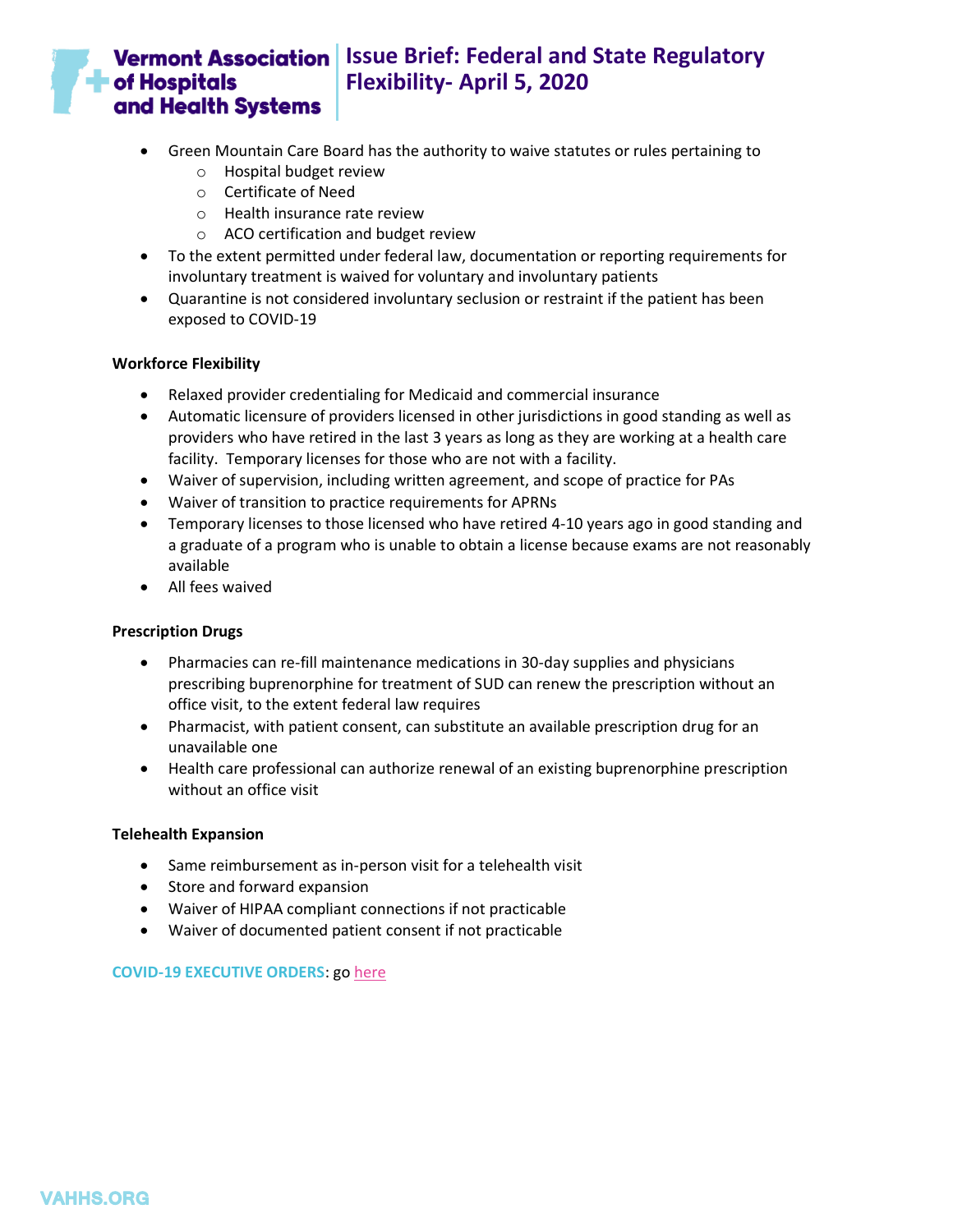- Green Mountain Care Board has the authority to waive statutes or rules pertaining to
  - Hospital budget review
  - Certificate of Need
  - Health insurance rate review
  - ACO certification and budget review
- To the extent permitted under federal law, documentation or reporting requirements for involuntary treatment is waived for voluntary and involuntary patients
- Quarantine is not considered involuntary seclusion or restraint if the patient has been exposed to COVID-19

**Workforce Flexibility**

- Relaxed provider credentialing for Medicaid and commercial insurance
- Automatic licensure of providers licensed in other jurisdictions in good standing as well as providers who have retired in the last 3 years as long as they are working at a health care facility. Temporary licenses for those who are not with a facility.
- Waiver of supervision, including written agreement, and scope of practice for PAs
- Waiver of transition to practice requirements for APRNs
- Temporary licenses to those licensed who have retired 4-10 years ago in good standing and a graduate of a program who is unable to obtain a license because exams are not reasonably available
- All fees waived

**Prescription Drugs**

- Pharmacies can re-fill maintenance medications in 30-day supplies and physicians prescribing buprenorphine for treatment of SUD can renew the prescription without an office visit, to the extent federal law requires
- Pharmacist, with patient consent, can substitute an available prescription drug for an unavailable one
- Health care professional can authorize renewal of an existing buprenorphine prescription without an office visit

**Telehealth Expansion**

- Same reimbursement as in-person visit for a telehealth visit
- Store and forward expansion
- Waiver of HIPAA compliant connections if not practicable
- Waiver of documented patient consent if not practicable

**COVID-19 EXECUTIVE ORDERS**: go here